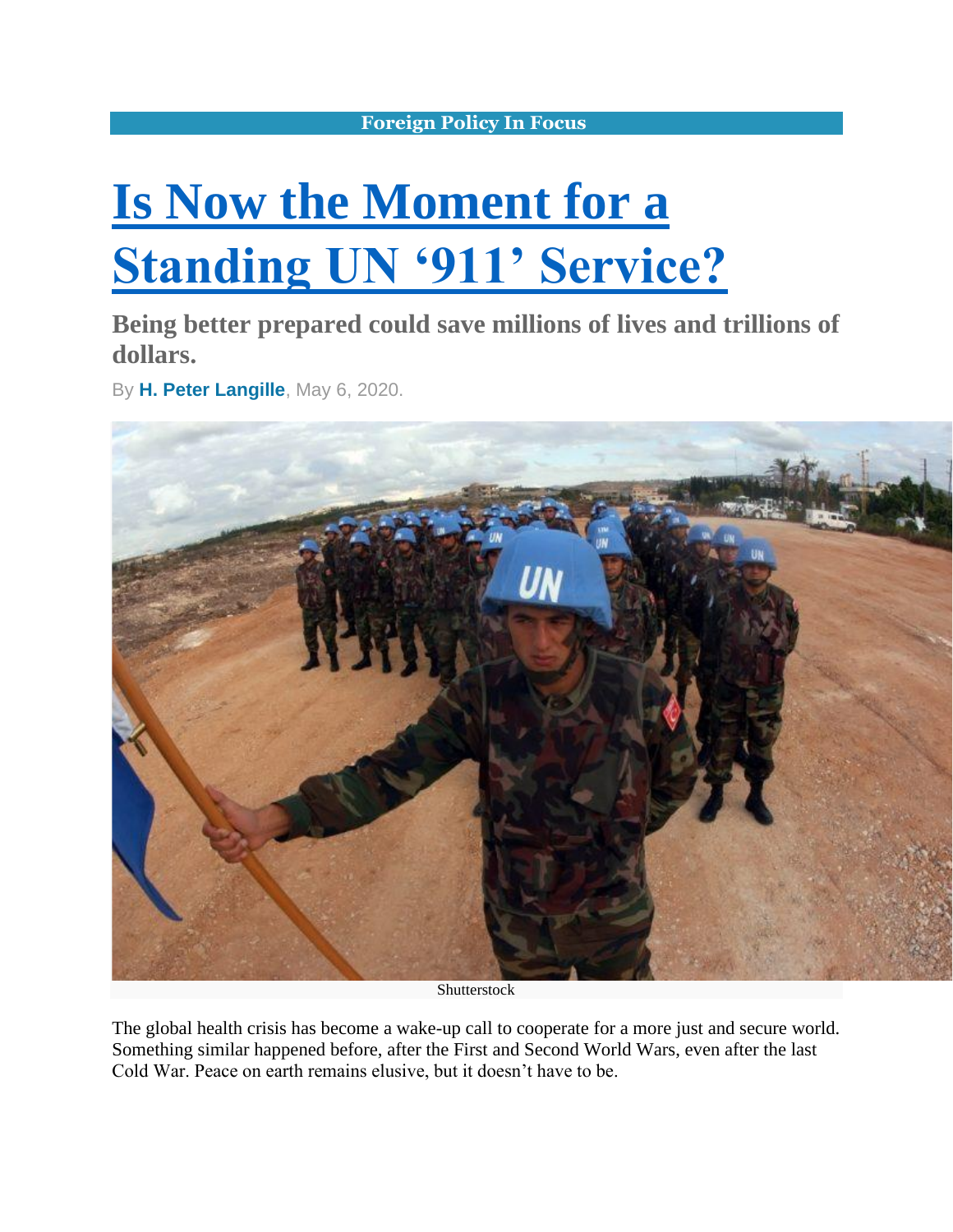Foreign Policy In Focus

# Is Now the Moment for a Standing UN '911' Service?

## Being better prepared could save millions of lives and trillions of dollars.

By **H. Peter Langille**, May 6, 2020.

Shutterstock

The global health crisis has become a wake-up call to cooperate for a more just and secure world. Something similar happened before, after the First and Second World Wars, even after the last Cold War. Peace on earth remains elusive, but it doesn't have to be.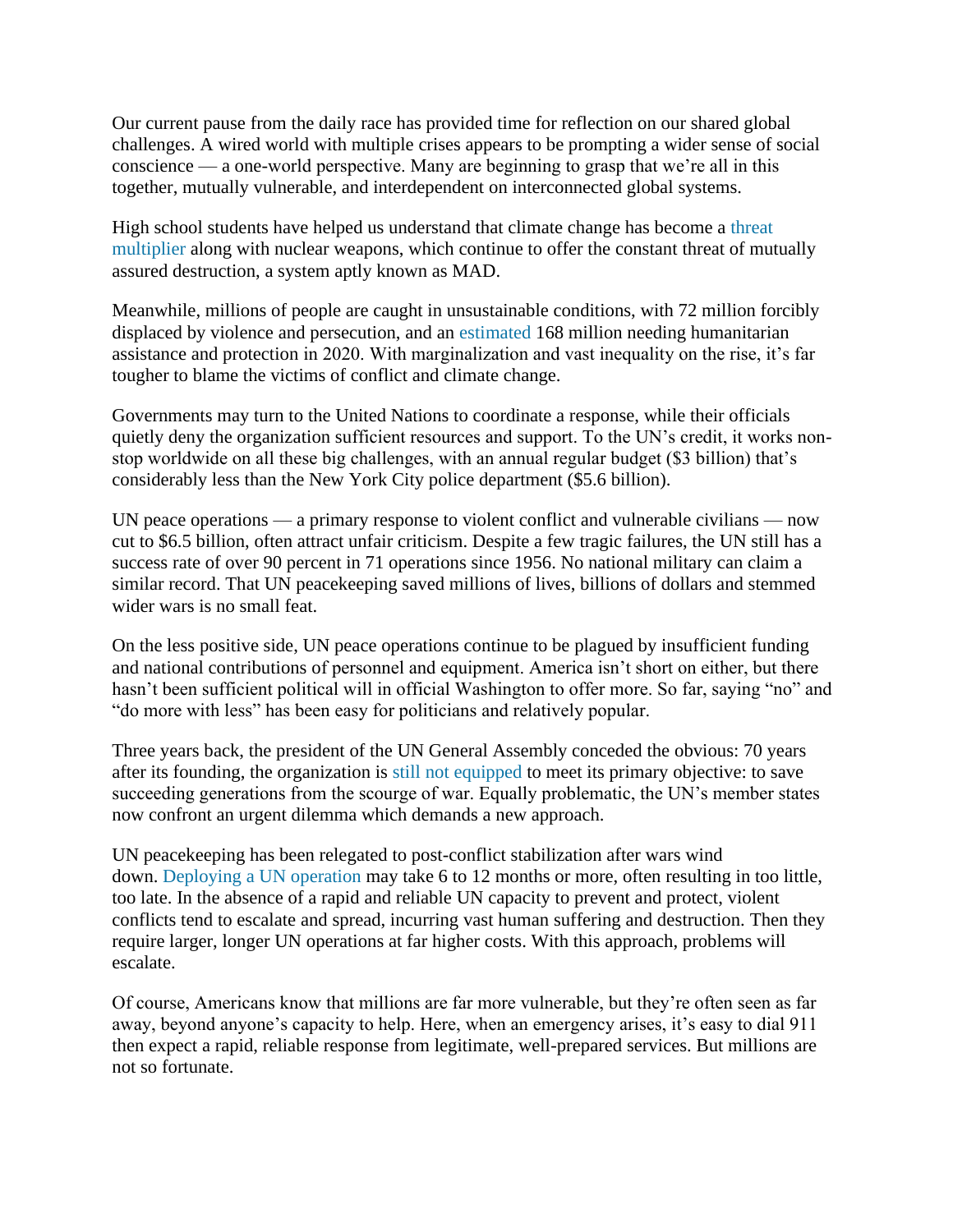Our current pause from the daily race has provided time for reflection on our shared global challenges. A wired world with multiple crises appears to be prompting a wider sense of social conscience — a one-world perspective. Many are beginning to grasp that we're all in this together, mutually vulnerable, and interdependent on interconnected global systems.

High school students have helped us understand that climate change has become a threat multiplier along with nuclear weapons, which continue to offer the constant threat of mutually assured destruction, a system aptly known as MAD.

Meanwhile, millions of people are caught in unsustainable conditions, with 72 million forcibly displaced by violence and persecution, and an estimated 168 million needing humanitarian assistance and protection in 2020. With marginalization and vast inequality on the rise, it's far tougher to blame the victims of conflict and climate change.

Governments may turn to the United Nations to coordinate a response, while their officials quietly deny the organization sufficient resources and support. To the UN's credit, it works non-stop worldwide on all these big challenges, with an annual regular budget ($3 billion) that's considerably less than the New York City police department ($5.6 billion).

UN peace operations — a primary response to violent conflict and vulnerable civilians — now cut to $6.5 billion, often attract unfair criticism. Despite a few tragic failures, the UN still has a success rate of over 90 percent in 71 operations since 1956. No national military can claim a similar record. That UN peacekeeping saved millions of lives, billions of dollars and stemmed wider wars is no small feat.

On the less positive side, UN peace operations continue to be plagued by insufficient funding and national contributions of personnel and equipment. America isn't short on either, but there hasn't been sufficient political will in official Washington to offer more. So far, saying "no" and "do more with less" has been easy for politicians and relatively popular.

Three years back, the president of the UN General Assembly conceded the obvious: 70 years after its founding, the organization is still not equipped to meet its primary objective: to save succeeding generations from the scourge of war. Equally problematic, the UN's member states now confront an urgent dilemma which demands a new approach.

UN peacekeeping has been relegated to post-conflict stabilization after wars wind down. Deploying a UN operation may take 6 to 12 months or more, often resulting in too little, too late. In the absence of a rapid and reliable UN capacity to prevent and protect, violent conflicts tend to escalate and spread, incurring vast human suffering and destruction. Then they require larger, longer UN operations at far higher costs. With this approach, problems will escalate.

Of course, Americans know that millions are far more vulnerable, but they're often seen as far away, beyond anyone's capacity to help. Here, when an emergency arises, it's easy to dial 911 then expect a rapid, reliable response from legitimate, well-prepared services. But millions are not so fortunate.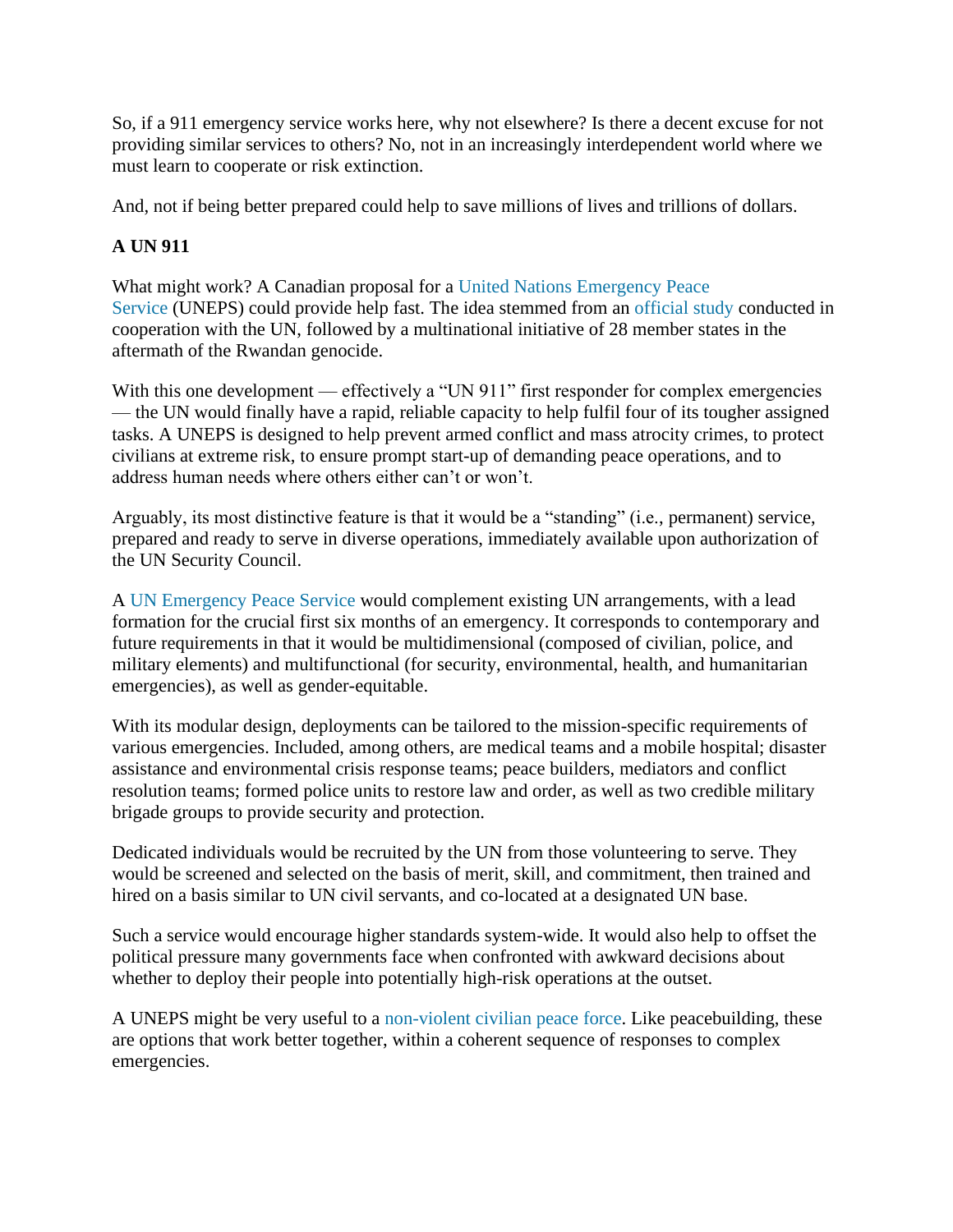So, if a 911 emergency service works here, why not elsewhere? Is there a decent excuse for not providing similar services to others? No, not in an increasingly interdependent world where we must learn to cooperate or risk extinction.

And, not if being better prepared could help to save millions of lives and trillions of dollars.

**A UN 911**

What might work? A Canadian proposal for a United Nations Emergency Peace Service (UNEPS) could provide help fast. The idea stemmed from an official study conducted in cooperation with the UN, followed by a multinational initiative of 28 member states in the aftermath of the Rwandan genocide.

With this one development — effectively a "UN 911" first responder for complex emergencies — the UN would finally have a rapid, reliable capacity to help fulfil four of its tougher assigned tasks. A UNEPS is designed to help prevent armed conflict and mass atrocity crimes, to protect civilians at extreme risk, to ensure prompt start-up of demanding peace operations, and to address human needs where others either can't or won't.

Arguably, its most distinctive feature is that it would be a "standing" (i.e., permanent) service, prepared and ready to serve in diverse operations, immediately available upon authorization of the UN Security Council.

A UN Emergency Peace Service would complement existing UN arrangements, with a lead formation for the crucial first six months of an emergency. It corresponds to contemporary and future requirements in that it would be multidimensional (composed of civilian, police, and military elements) and multifunctional (for security, environmental, health, and humanitarian emergencies), as well as gender-equitable.

With its modular design, deployments can be tailored to the mission-specific requirements of various emergencies. Included, among others, are medical teams and a mobile hospital; disaster assistance and environmental crisis response teams; peace builders, mediators and conflict resolution teams; formed police units to restore law and order, as well as two credible military brigade groups to provide security and protection.

Dedicated individuals would be recruited by the UN from those volunteering to serve. They would be screened and selected on the basis of merit, skill, and commitment, then trained and hired on a basis similar to UN civil servants, and co-located at a designated UN base.

Such a service would encourage higher standards system-wide. It would also help to offset the political pressure many governments face when confronted with awkward decisions about whether to deploy their people into potentially high-risk operations at the outset.

A UNEPS might be very useful to a non-violent civilian peace force. Like peacebuilding, these are options that work better together, within a coherent sequence of responses to complex emergencies.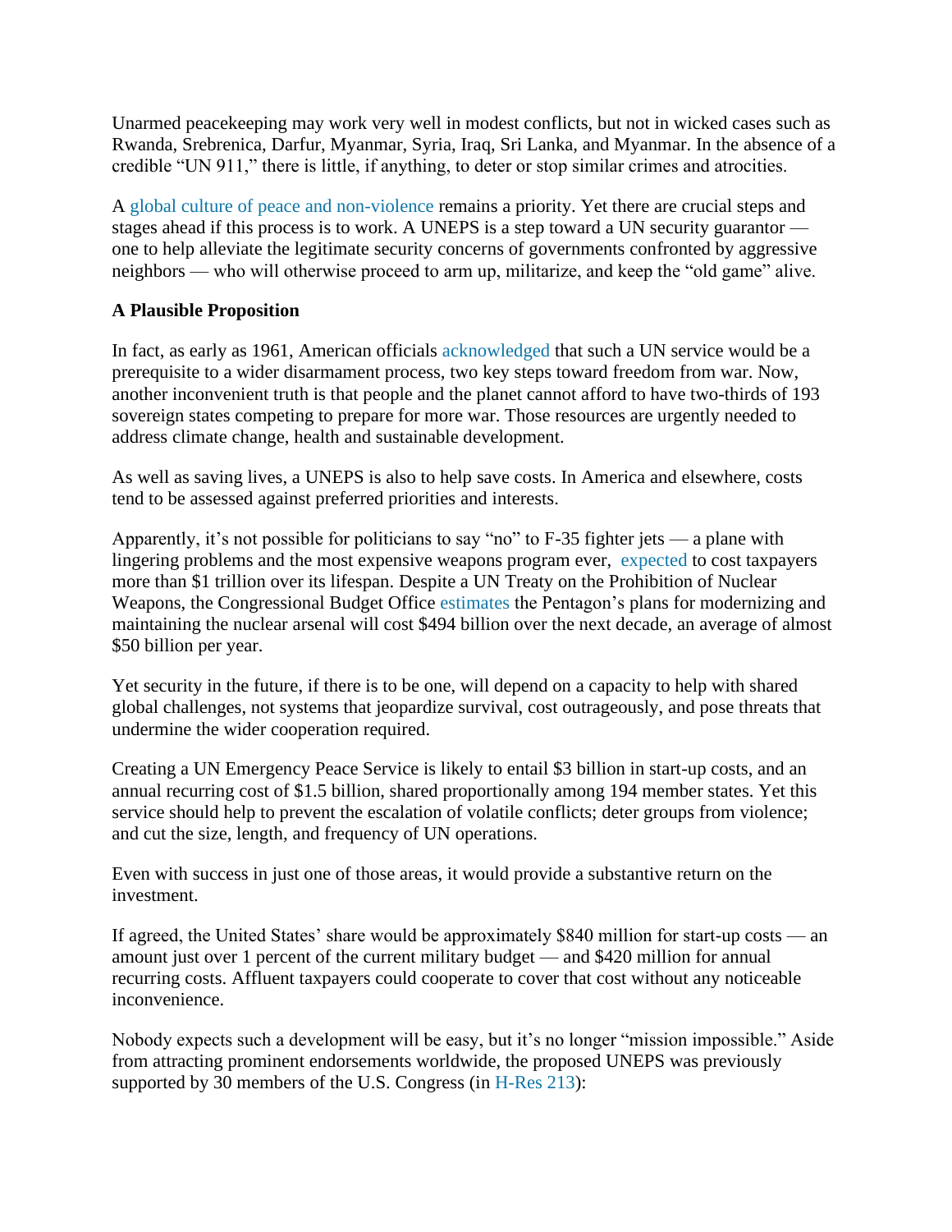Unarmed peacekeeping may work very well in modest conflicts, but not in wicked cases such as Rwanda, Srebrenica, Darfur, Myanmar, Syria, Iraq, Sri Lanka, and Myanmar. In the absence of a credible "UN 911," there is little, if anything, to deter or stop similar crimes and atrocities.

A global culture of peace and non-violence remains a priority. Yet there are crucial steps and stages ahead if this process is to work. A UNEPS is a step toward a UN security guarantor — one to help alleviate the legitimate security concerns of governments confronted by aggressive neighbors — who will otherwise proceed to arm up, militarize, and keep the "old game" alive.

**A Plausible Proposition**

In fact, as early as 1961, American officials acknowledged that such a UN service would be a prerequisite to a wider disarmament process, two key steps toward freedom from war. Now, another inconvenient truth is that people and the planet cannot afford to have two-thirds of 193 sovereign states competing to prepare for more war. Those resources are urgently needed to address climate change, health and sustainable development.

As well as saving lives, a UNEPS is also to help save costs. In America and elsewhere, costs tend to be assessed against preferred priorities and interests.

Apparently, it's not possible for politicians to say "no" to F-35 fighter jets — a plane with lingering problems and the most expensive weapons program ever, expected to cost taxpayers more than $1 trillion over its lifespan. Despite a UN Treaty on the Prohibition of Nuclear Weapons, the Congressional Budget Office estimates the Pentagon's plans for modernizing and maintaining the nuclear arsenal will cost $494 billion over the next decade, an average of almost $50 billion per year.

Yet security in the future, if there is to be one, will depend on a capacity to help with shared global challenges, not systems that jeopardize survival, cost outrageously, and pose threats that undermine the wider cooperation required.

Creating a UN Emergency Peace Service is likely to entail $3 billion in start-up costs, and an annual recurring cost of $1.5 billion, shared proportionally among 194 member states. Yet this service should help to prevent the escalation of volatile conflicts; deter groups from violence; and cut the size, length, and frequency of UN operations.

Even with success in just one of those areas, it would provide a substantive return on the investment.

If agreed, the United States' share would be approximately $840 million for start-up costs — an amount just over 1 percent of the current military budget — and $420 million for annual recurring costs. Affluent taxpayers could cooperate to cover that cost without any noticeable inconvenience.

Nobody expects such a development will be easy, but it's no longer "mission impossible." Aside from attracting prominent endorsements worldwide, the proposed UNEPS was previously supported by 30 members of the U.S. Congress (in H-Res 213):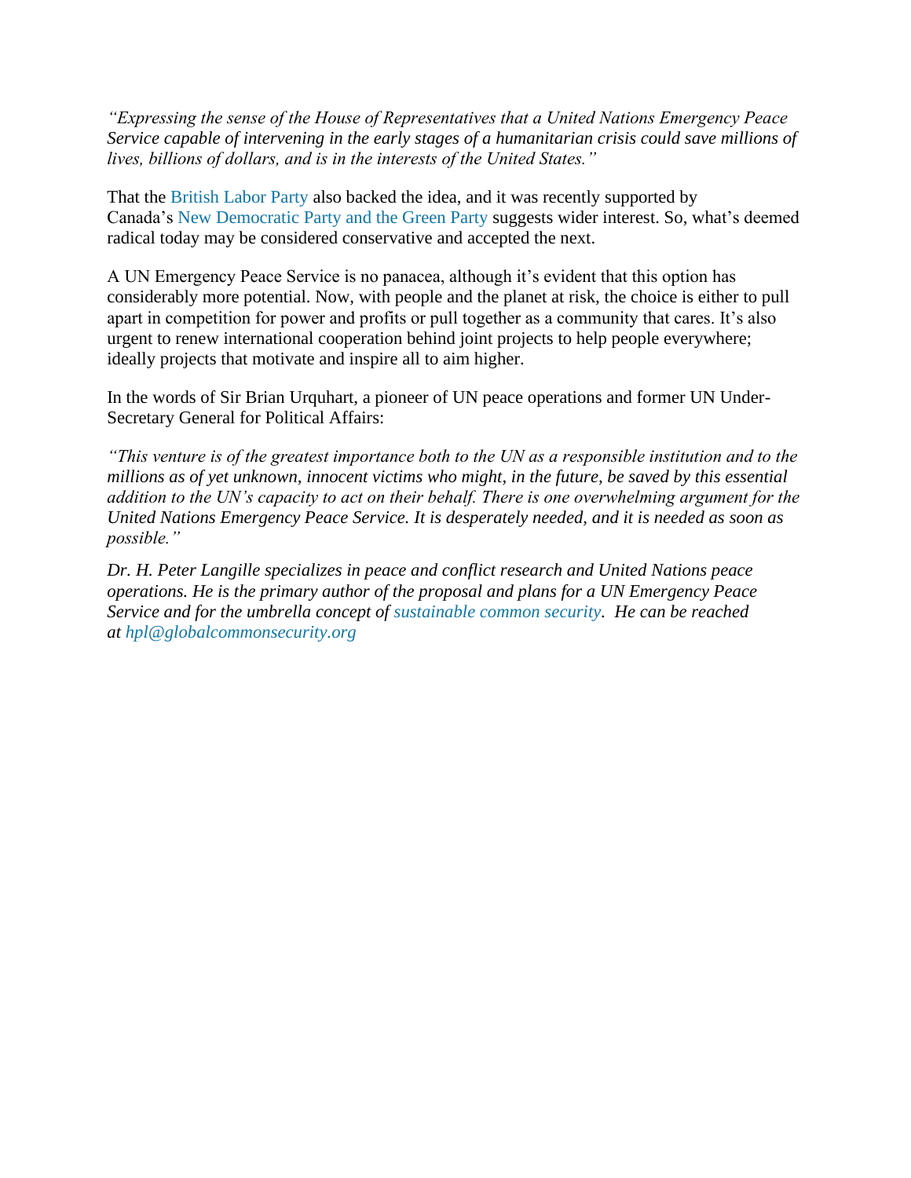*"Expressing the sense of the House of Representatives that a United Nations Emergency Peace Service capable of intervening in the early stages of a humanitarian crisis could save millions of lives, billions of dollars, and is in the interests of the United States."*

That the British Labor Party also backed the idea, and it was recently supported by Canada's New Democratic Party and the Green Party suggests wider interest. So, what's deemed radical today may be considered conservative and accepted the next.

A UN Emergency Peace Service is no panacea, although it's evident that this option has considerably more potential. Now, with people and the planet at risk, the choice is either to pull apart in competition for power and profits or pull together as a community that cares. It's also urgent to renew international cooperation behind joint projects to help people everywhere; ideally projects that motivate and inspire all to aim higher.

In the words of Sir Brian Urquhart, a pioneer of UN peace operations and former UN Under-Secretary General for Political Affairs:

*"This venture is of the greatest importance both to the UN as a responsible institution and to the millions as of yet unknown, innocent victims who might, in the future, be saved by this essential addition to the UN's capacity to act on their behalf. There is one overwhelming argument for the United Nations Emergency Peace Service. It is desperately needed, and it is needed as soon as possible."*

*Dr. H. Peter Langille specializes in peace and conflict research and United Nations peace operations. He is the primary author of the proposal and plans for a UN Emergency Peace Service and for the umbrella concept of sustainable common security. He can be reached at hpl@globalcommonsecurity.org*